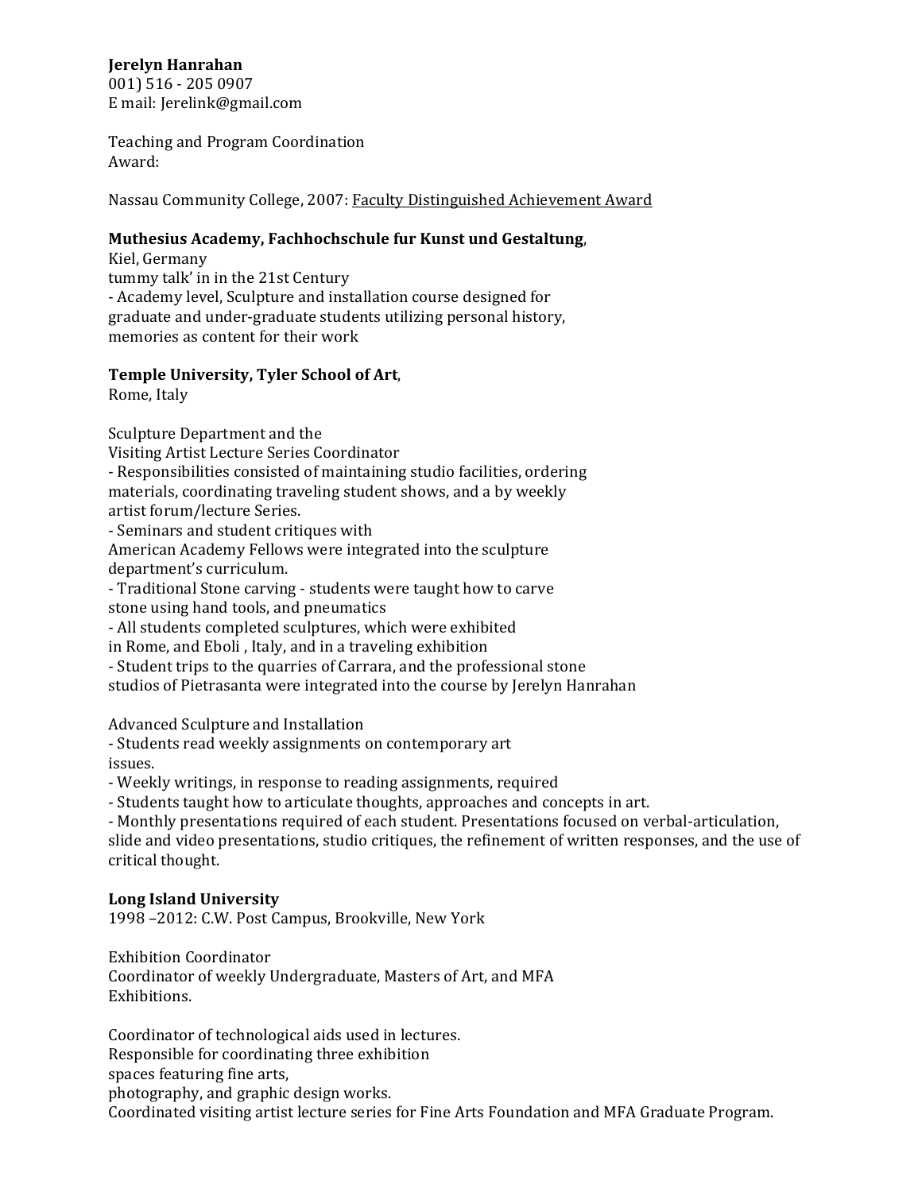**Jerelyn Hanrahan**
001) 516 - 205 0907
E mail: Jerelink@gmail.com

Teaching and Program Coordination
Award:

Nassau Community College, 2007: Faculty Distinguished Achievement Award

**Muthesius Academy, Fachhochschule fur Kunst und Gestaltung**,
Kiel, Germany
tummy talk' in in the 21st Century
- Academy level, Sculpture and installation course designed for graduate and under-graduate students utilizing personal history, memories as content for their work

**Temple University, Tyler School of Art**,
Rome, Italy

Sculpture Department and the
Visiting Artist Lecture Series Coordinator
- Responsibilities consisted of maintaining studio facilities, ordering materials, coordinating traveling student shows, and a by weekly artist forum/lecture Series.
- Seminars and student critiques with American Academy Fellows were integrated into the sculpture department's curriculum.
- Traditional Stone carving - students were taught how to carve stone using hand tools, and pneumatics
- All students completed sculptures, which were exhibited in Rome, and Eboli , Italy, and in a traveling exhibition
- Student trips to the quarries of Carrara, and the professional stone studios of Pietrasanta were integrated into the course by Jerelyn Hanrahan

Advanced Sculpture and Installation
- Students read weekly assignments on contemporary art issues.
- Weekly writings, in response to reading assignments, required
- Students taught how to articulate thoughts, approaches and concepts in art.
- Monthly presentations required of each student. Presentations focused on verbal-articulation, slide and video presentations, studio critiques, the refinement of written responses, and the use of critical thought.

**Long Island University**
1998 –2012: C.W. Post Campus, Brookville, New York

Exhibition Coordinator
Coordinator of weekly Undergraduate, Masters of Art, and MFA Exhibitions.

Coordinator of technological aids used in lectures.
Responsible for coordinating three exhibition spaces featuring fine arts, photography, and graphic design works.
Coordinated visiting artist lecture series for Fine Arts Foundation and MFA Graduate Program.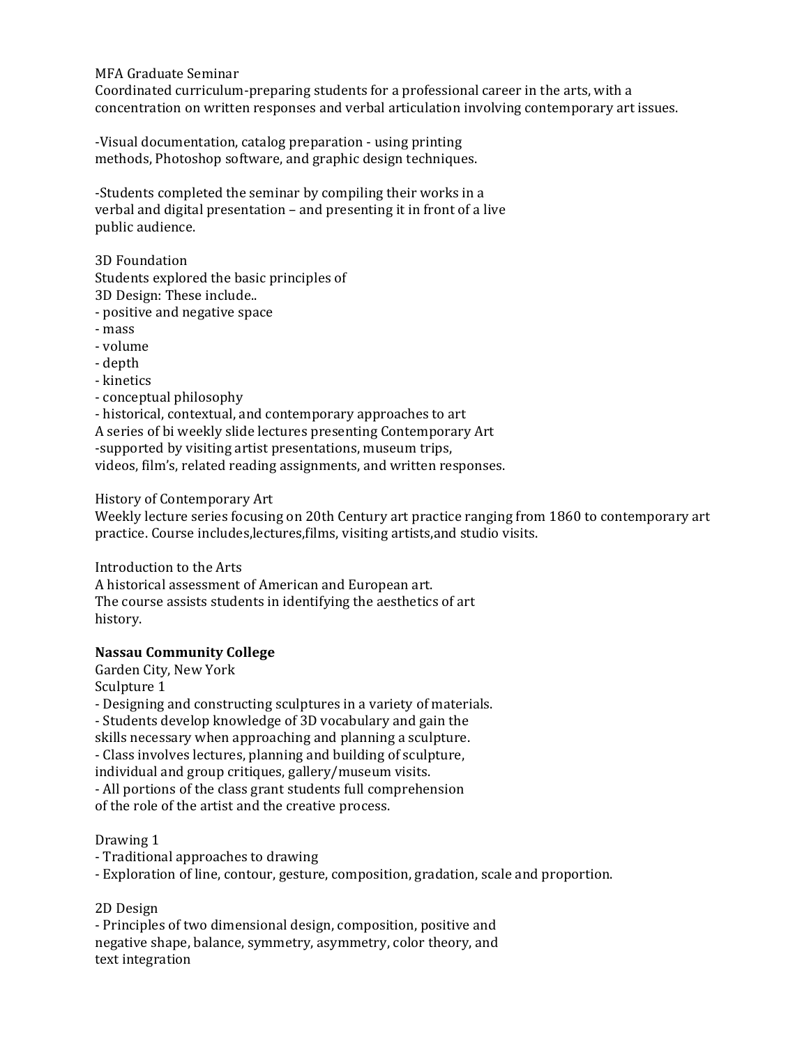MFA Graduate Seminar
Coordinated curriculum-preparing students for a professional career in the arts, with a concentration on written responses and verbal articulation involving contemporary art issues.

-Visual documentation, catalog preparation - using printing methods, Photoshop software, and graphic design techniques.

-Students completed the seminar by compiling their works in a verbal and digital presentation – and presenting it in front of a live public audience.

3D Foundation
Students explored the basic principles of 3D Design: These include..
- positive and negative space
- mass
- volume
- depth
- kinetics
- conceptual philosophy
- historical, contextual, and contemporary approaches to art

A series of bi weekly slide lectures presenting Contemporary Art
-supported by visiting artist presentations, museum trips, videos, film's, related reading assignments, and written responses.

History of Contemporary Art
Weekly lecture series focusing on 20th Century art practice ranging from 1860 to contemporary art practice. Course includes,lectures,films, visiting artists,and studio visits.

Introduction to the Arts
A historical assessment of American and European art.
The course assists students in identifying the aesthetics of art history.

**Nassau Community College**
Garden City, New York
Sculpture 1
- Designing and constructing sculptures in a variety of materials.
- Students develop knowledge of 3D vocabulary and gain the skills necessary when approaching and planning a sculpture.
- Class involves lectures, planning and building of sculpture, individual and group critiques, gallery/museum visits.
- All portions of the class grant students full comprehension of the role of the artist and the creative process.

Drawing 1
- Traditional approaches to drawing
- Exploration of line, contour, gesture, composition, gradation, scale and proportion.

2D Design
- Principles of two dimensional design, composition, positive and negative shape, balance, symmetry, asymmetry, color theory, and text integration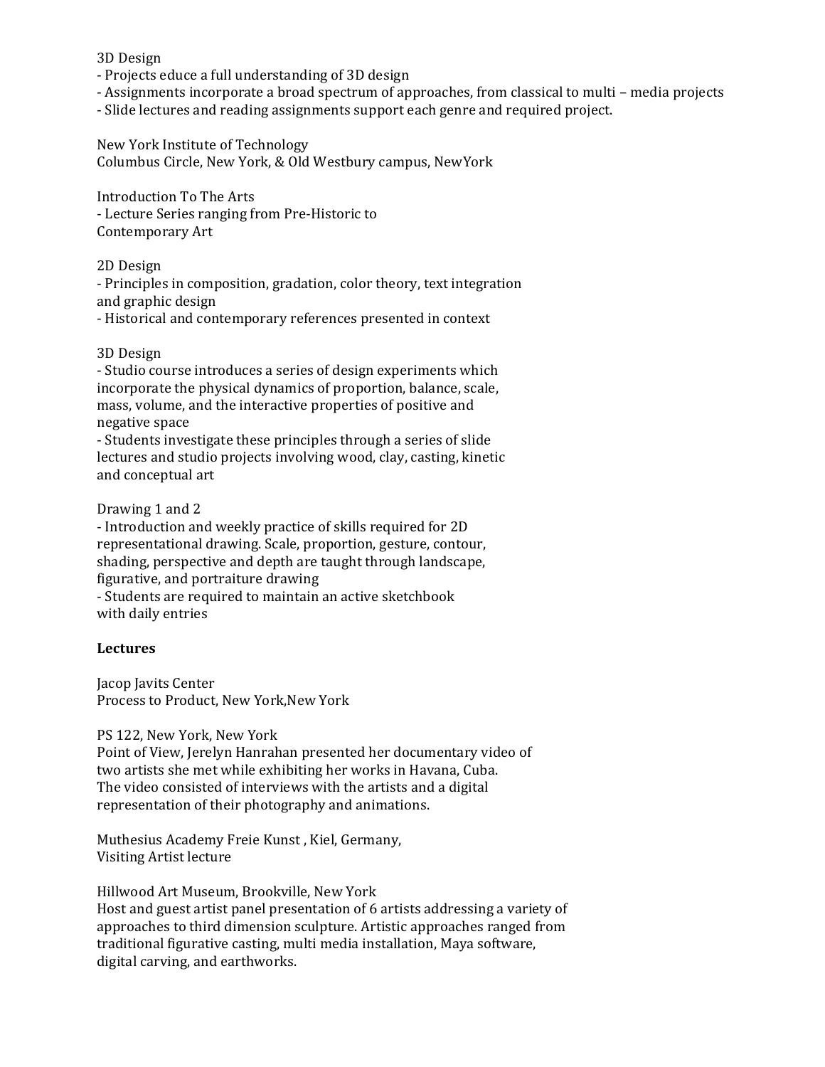3D Design
- Projects educe a full understanding of 3D design
- Assignments incorporate a broad spectrum of approaches, from classical to multi – media projects
- Slide lectures and reading assignments support each genre and required project.

New York Institute of Technology
Columbus Circle, New York, & Old Westbury campus, NewYork

Introduction To The Arts
- Lecture Series ranging from Pre-Historic to Contemporary Art

2D Design
- Principles in composition, gradation, color theory, text integration and graphic design
- Historical and contemporary references presented in context

3D Design
- Studio course introduces a series of design experiments which incorporate the physical dynamics of proportion, balance, scale, mass, volume, and the interactive properties of positive and negative space
- Students investigate these principles through a series of slide lectures and studio projects involving wood, clay, casting, kinetic and conceptual art

Drawing 1 and 2
- Introduction and weekly practice of skills required for 2D representational drawing. Scale, proportion, gesture, contour, shading, perspective and depth are taught through landscape, figurative, and portraiture drawing
- Students are required to maintain an active sketchbook with daily entries

**Lectures**

Jacop Javits Center
Process to Product, New York,New York

PS 122, New York, New York
Point of View, Jerelyn Hanrahan presented her documentary video of two artists she met while exhibiting her works in Havana, Cuba. The video consisted of interviews with the artists and a digital representation of their photography and animations.

Muthesius Academy Freie Kunst , Kiel, Germany,
Visiting Artist lecture

Hillwood Art Museum, Brookville, New York
Host and guest artist panel presentation of 6 artists addressing a variety of approaches to third dimension sculpture. Artistic approaches ranged from traditional figurative casting, multi media installation, Maya software, digital carving, and earthworks.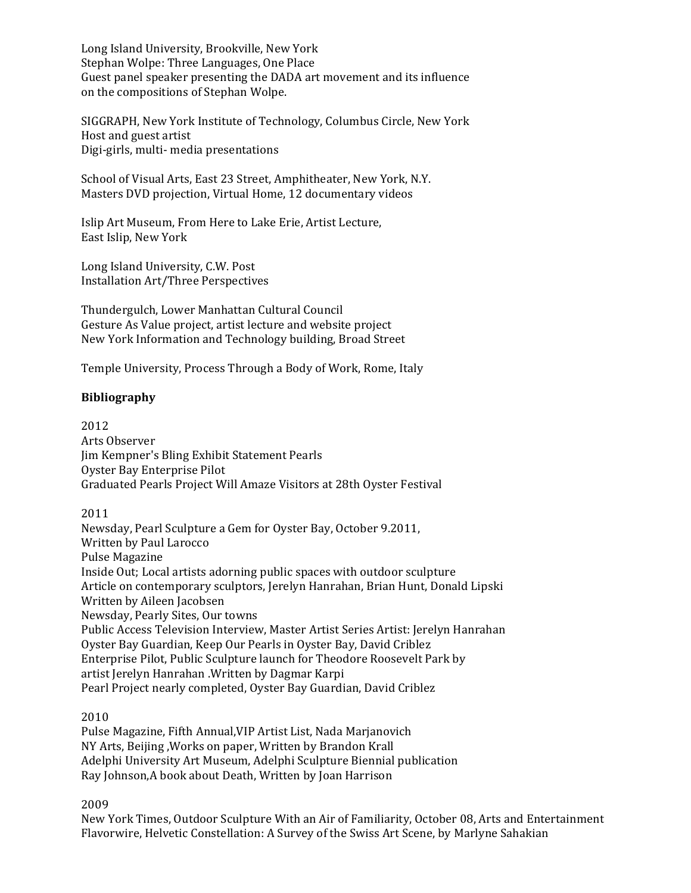Long Island University, Brookville, New York
Stephan Wolpe: Three Languages, One Place
Guest panel speaker presenting the DADA art movement and its influence on the compositions of Stephan Wolpe.

SIGGRAPH, New York Institute of Technology, Columbus Circle, New York
Host and guest artist
Digi-girls, multi- media presentations

School of Visual Arts, East 23 Street, Amphitheater, New York, N.Y.
Masters DVD projection, Virtual Home, 12 documentary videos

Islip Art Museum, From Here to Lake Erie, Artist Lecture,
East Islip, New York

Long Island University, C.W. Post
Installation Art/Three Perspectives

Thundergulch, Lower Manhattan Cultural Council
Gesture As Value project, artist lecture and website project
New York Information and Technology building, Broad Street

Temple University, Process Through a Body of Work, Rome, Italy

**Bibliography**

2012
Arts Observer
Jim Kempner's Bling Exhibit Statement Pearls
Oyster Bay Enterprise Pilot
Graduated Pearls Project Will Amaze Visitors at 28th Oyster Festival

2011
Newsday, Pearl Sculpture a Gem for Oyster Bay, October 9.2011,
Written by Paul Larocco
Pulse Magazine
Inside Out; Local artists adorning public spaces with outdoor sculpture
Article on contemporary sculptors, Jerelyn Hanrahan, Brian Hunt, Donald Lipski
Written by Aileen Jacobsen
Newsday, Pearly Sites, Our towns
Public Access Television Interview, Master Artist Series Artist: Jerelyn Hanrahan
Oyster Bay Guardian, Keep Our Pearls in Oyster Bay, David Criblez
Enterprise Pilot, Public Sculpture launch for Theodore Roosevelt Park by
artist Jerelyn Hanrahan .Written by Dagmar Karpi
Pearl Project nearly completed, Oyster Bay Guardian, David Criblez

2010
Pulse Magazine, Fifth Annual,VIP Artist List, Nada Marjanovich
NY Arts, Beijing ,Works on paper, Written by Brandon Krall
Adelphi University Art Museum, Adelphi Sculpture Biennial publication
Ray Johnson,A book about Death, Written by Joan Harrison

2009
New York Times, Outdoor Sculpture With an Air of Familiarity, October 08, Arts and Entertainment
Flavorwire, Helvetic Constellation: A Survey of the Swiss Art Scene, by Marlyne Sahakian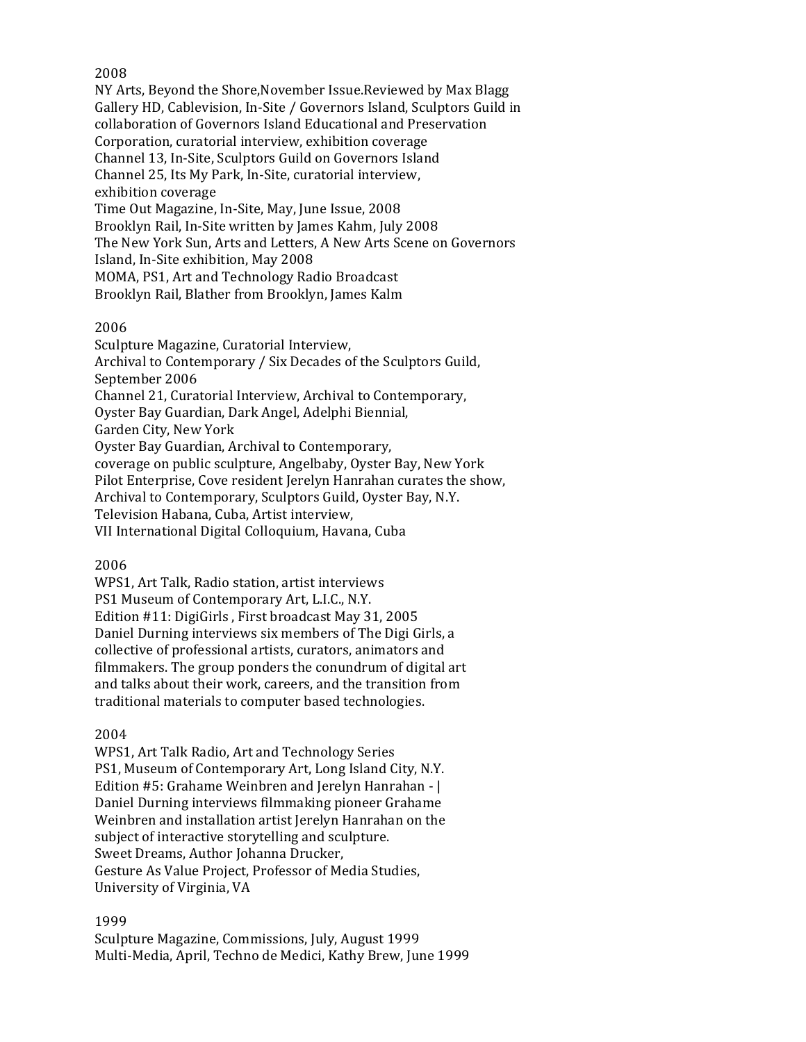2008

NY Arts, Beyond the Shore,November Issue.Reviewed by Max Blagg
Gallery HD, Cablevision, In-Site / Governors Island, Sculptors Guild in collaboration of Governors Island Educational and Preservation Corporation, curatorial interview, exhibition coverage
Channel 13, In-Site, Sculptors Guild on Governors Island
Channel 25, Its My Park, In-Site, curatorial interview, exhibition coverage
Time Out Magazine, In-Site, May, June Issue, 2008
Brooklyn Rail, In-Site written by James Kahm, July 2008
The New York Sun, Arts and Letters, A New Arts Scene on Governors Island, In-Site exhibition, May 2008
MOMA, PS1, Art and Technology Radio Broadcast
Brooklyn Rail, Blather from Brooklyn, James Kalm

2006

Sculpture Magazine, Curatorial Interview,
Archival to Contemporary / Six Decades of the Sculptors Guild, September 2006
Channel 21, Curatorial Interview, Archival to Contemporary,
Oyster Bay Guardian, Dark Angel, Adelphi Biennial, Garden City, New York
Oyster Bay Guardian, Archival to Contemporary, coverage on public sculpture, Angelbaby, Oyster Bay, New York
Pilot Enterprise, Cove resident Jerelyn Hanrahan curates the show, Archival to Contemporary, Sculptors Guild, Oyster Bay, N.Y.
Television Habana, Cuba, Artist interview,
VII International Digital Colloquium, Havana, Cuba

2006

WPS1, Art Talk, Radio station, artist interviews
PS1 Museum of Contemporary Art, L.I.C., N.Y.
Edition #11: DigiGirls , First broadcast May 31, 2005
Daniel Durning interviews six members of The Digi Girls, a collective of professional artists, curators, animators and filmmakers. The group ponders the conundrum of digital art and talks about their work, careers, and the transition from traditional materials to computer based technologies.

2004

WPS1, Art Talk Radio, Art and Technology Series
PS1, Museum of Contemporary Art, Long Island City, N.Y.
Edition #5: Grahame Weinbren and Jerelyn Hanrahan - |
Daniel Durning interviews filmmaking pioneer Grahame Weinbren and installation artist Jerelyn Hanrahan on the subject of interactive storytelling and sculpture.
Sweet Dreams, Author Johanna Drucker,
Gesture As Value Project, Professor of Media Studies, University of Virginia, VA

1999

Sculpture Magazine, Commissions, July, August 1999
Multi-Media, April, Techno de Medici, Kathy Brew, June 1999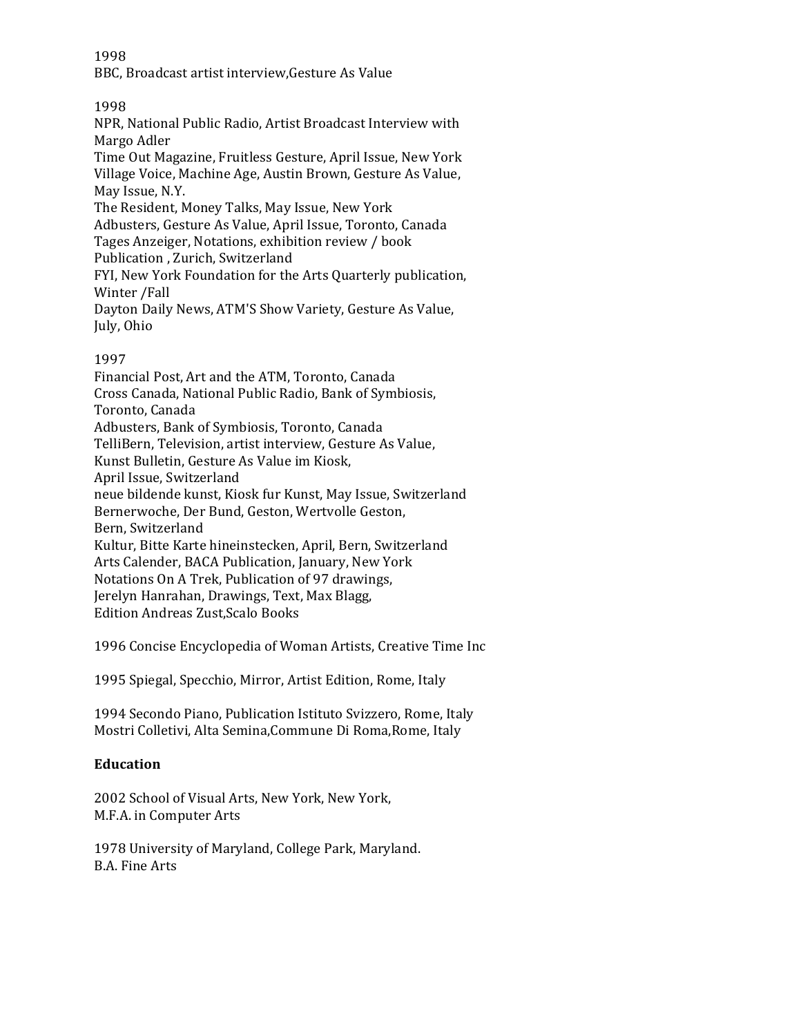1998
BBC, Broadcast artist interview,Gesture As Value

1998
NPR, National Public Radio, Artist Broadcast Interview with Margo Adler
Time Out Magazine, Fruitless Gesture, April Issue, New York
Village Voice, Machine Age, Austin Brown, Gesture As Value, May Issue, N.Y.
The Resident, Money Talks, May Issue, New York
Adbusters, Gesture As Value, April Issue, Toronto, Canada
Tages Anzeiger, Notations, exhibition review / book Publication , Zurich, Switzerland
FYI, New York Foundation for the Arts Quarterly publication, Winter /Fall
Dayton Daily News, ATM'S Show Variety, Gesture As Value, July, Ohio

1997
Financial Post, Art and the ATM, Toronto, Canada
Cross Canada, National Public Radio, Bank of Symbiosis, Toronto, Canada
Adbusters, Bank of Symbiosis, Toronto, Canada
TelliBern, Television, artist interview, Gesture As Value,
Kunst Bulletin, Gesture As Value im Kiosk, April Issue, Switzerland
neue bildende kunst, Kiosk fur Kunst, May Issue, Switzerland
Bernerwoche, Der Bund, Geston, Wertvolle Geston, Bern, Switzerland
Kultur, Bitte Karte hineinstecken, April, Bern, Switzerland
Arts Calender, BACA Publication, January, New York
Notations On A Trek, Publication of 97 drawings, Jerelyn Hanrahan, Drawings, Text, Max Blagg, Edition Andreas Zust,Scalo Books

1996 Concise Encyclopedia of Woman Artists, Creative Time Inc

1995 Spiegal, Specchio, Mirror, Artist Edition, Rome, Italy

1994 Secondo Piano, Publication Istituto Svizzero, Rome, Italy
Mostri Colletivi, Alta Semina,Commune Di Roma,Rome, Italy

**Education**

2002 School of Visual Arts, New York, New York, M.F.A. in Computer Arts

1978 University of Maryland, College Park, Maryland. B.A. Fine Arts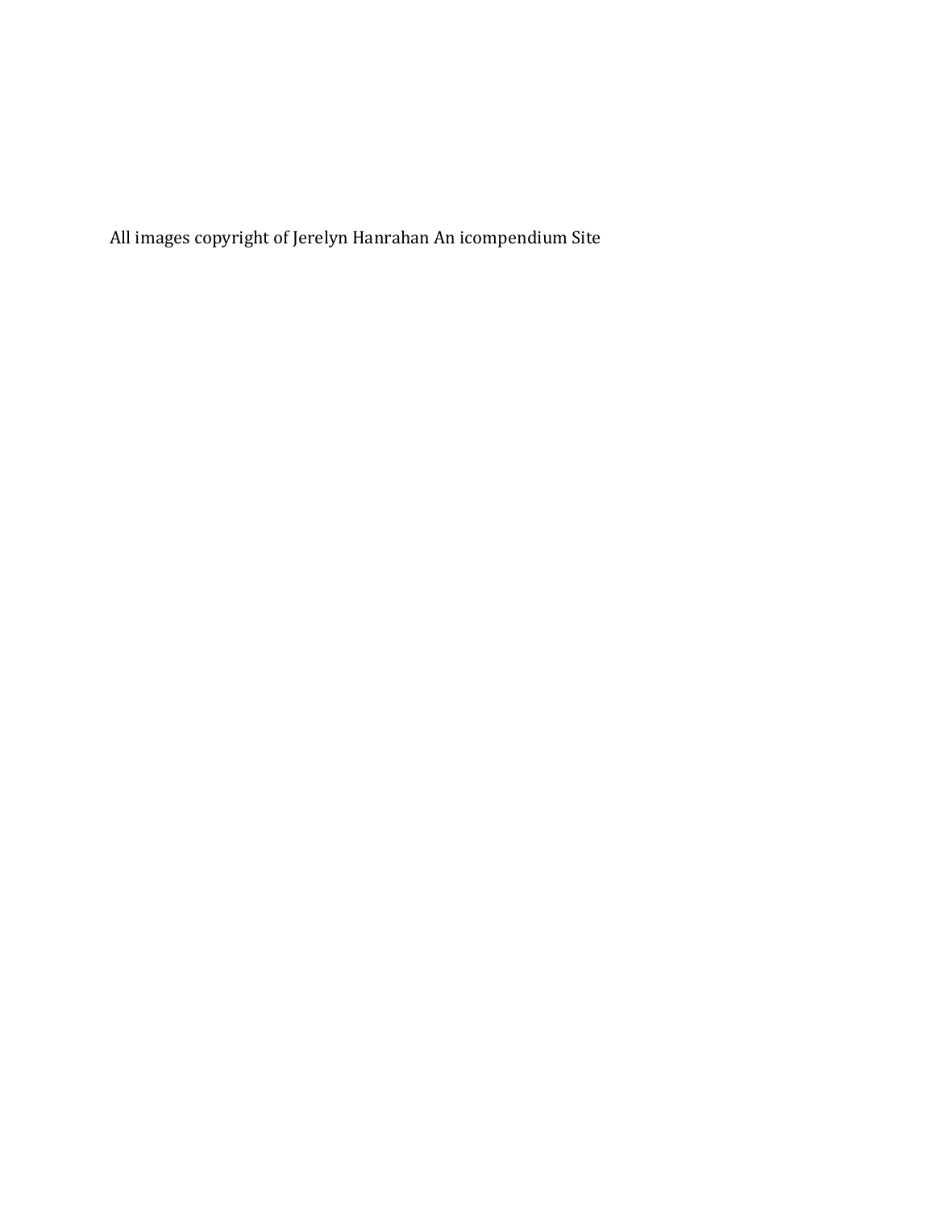All images copyright of Jerelyn Hanrahan An icompendium Site